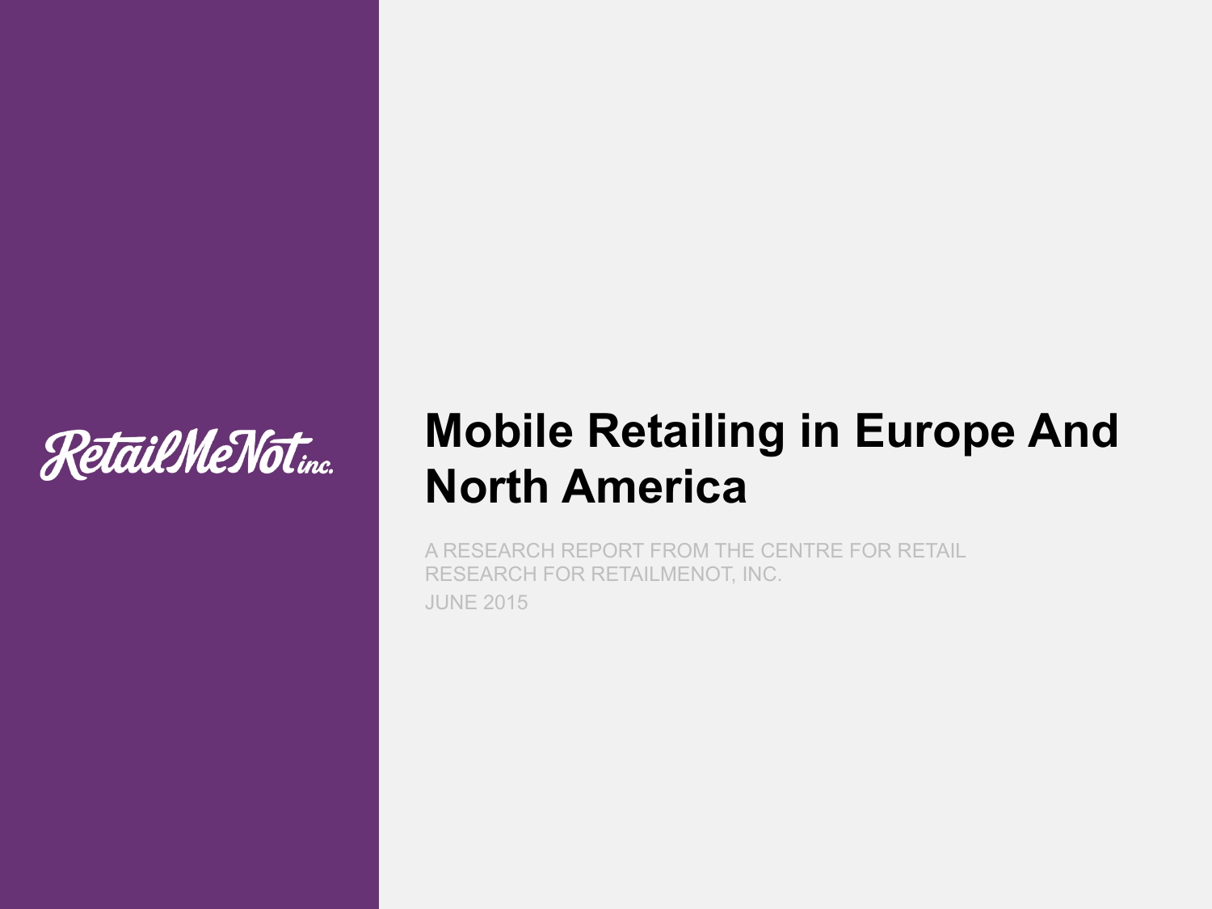RetailMeNot inc.

# Mobile Retailing in Europe And North America

A RESEARCH REPORT FROM THE CENTRE FOR RETAIL RESEARCH FOR RETAILMENOT, INC.

JUNE 2015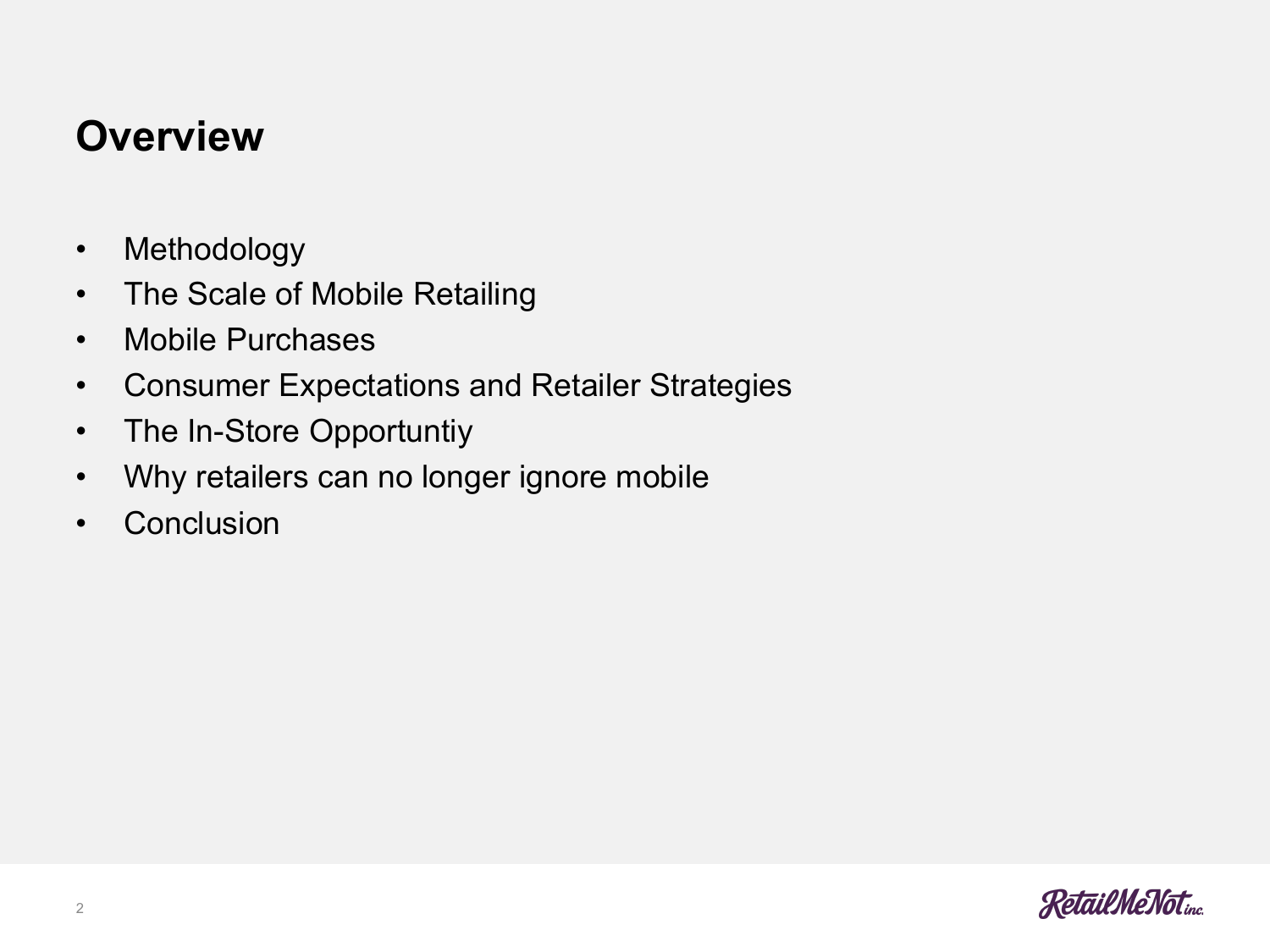# Overview

- Methodology
- The Scale of Mobile Retailing
- Mobile Purchases
- Consumer Expectations and Retailer Strategies
- The In-Store Opportuntiy
- Why retailers can no longer ignore mobile
- Conclusion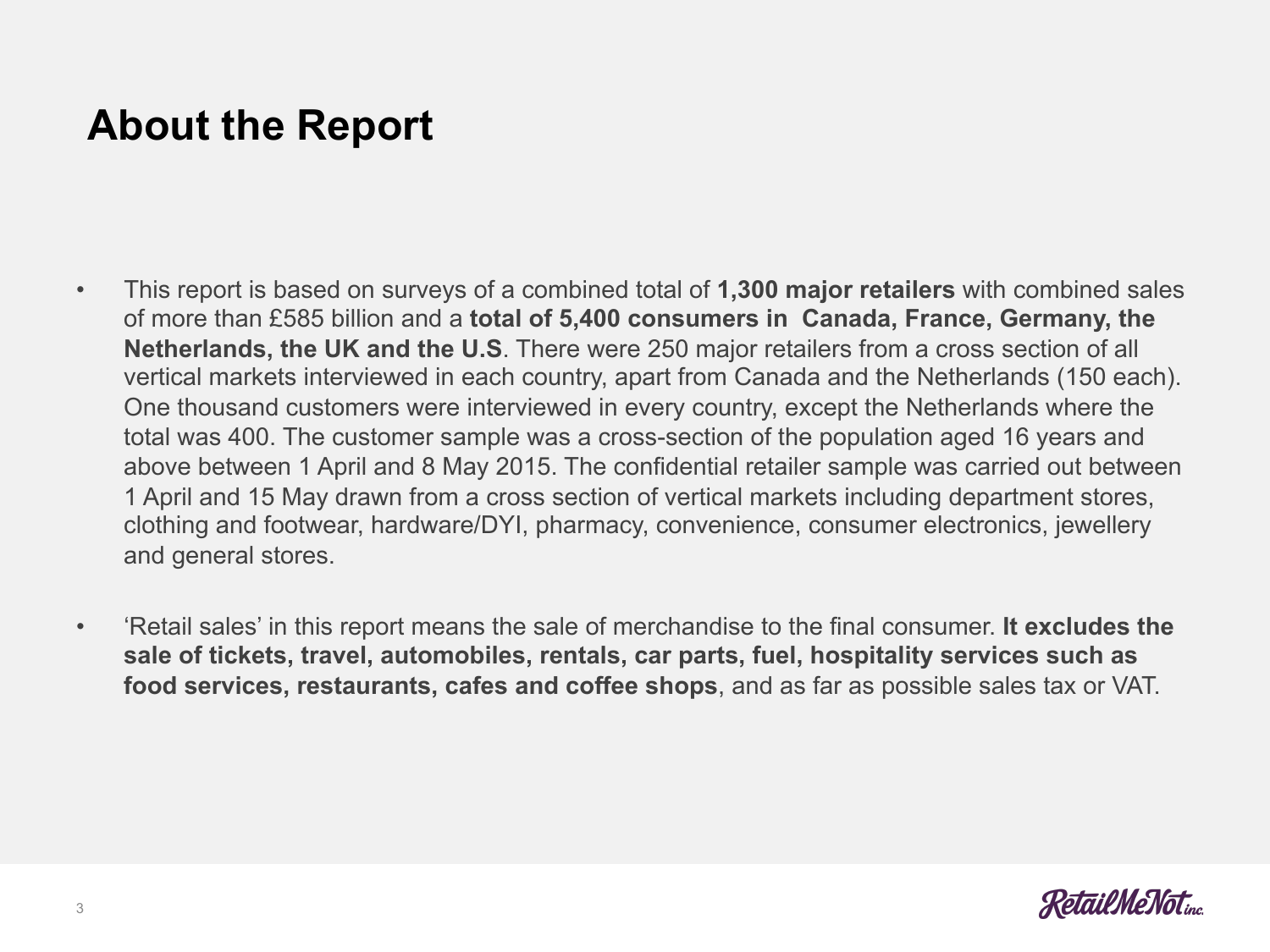# About the Report

- This report is based on surveys of a combined total of **1,300 major retailers** with combined sales of more than £585 billion and a **total of 5,400 consumers in Canada, France, Germany, the Netherlands, the UK and the U.S**. There were 250 major retailers from a cross section of all vertical markets interviewed in each country, apart from Canada and the Netherlands (150 each). One thousand customers were interviewed in every country, except the Netherlands where the total was 400. The customer sample was a cross-section of the population aged 16 years and above between 1 April and 8 May 2015. The confidential retailer sample was carried out between 1 April and 15 May drawn from a cross section of vertical markets including department stores, clothing and footwear, hardware/DYI, pharmacy, convenience, consumer electronics, jewellery and general stores.

- 'Retail sales' in this report means the sale of merchandise to the final consumer. **It excludes the sale of tickets, travel, automobiles, rentals, car parts, fuel, hospitality services such as food services, restaurants, cafes and coffee shops**, and as far as possible sales tax or VAT.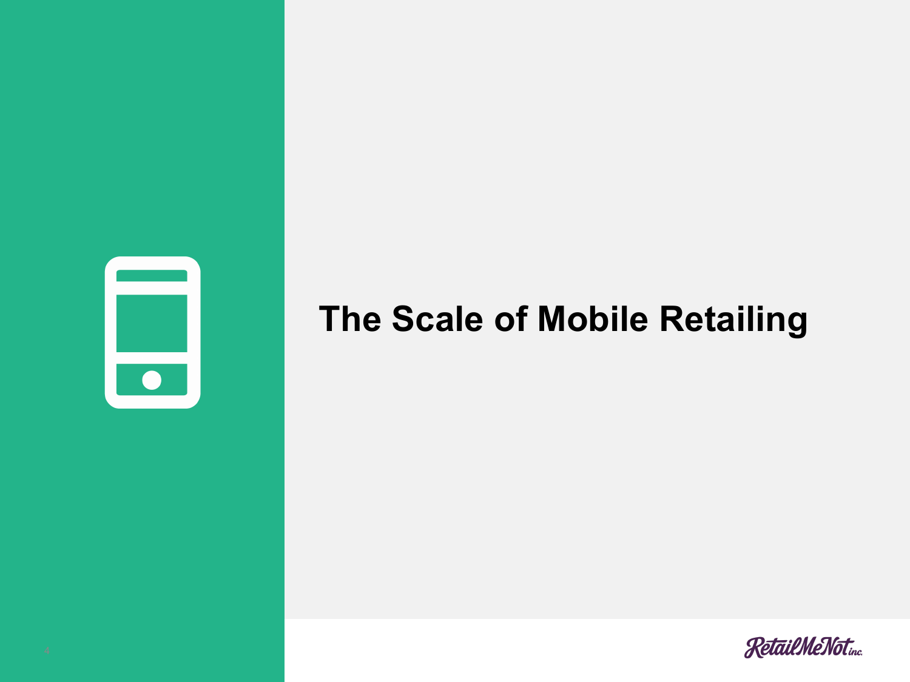# The Scale of Mobile Retailing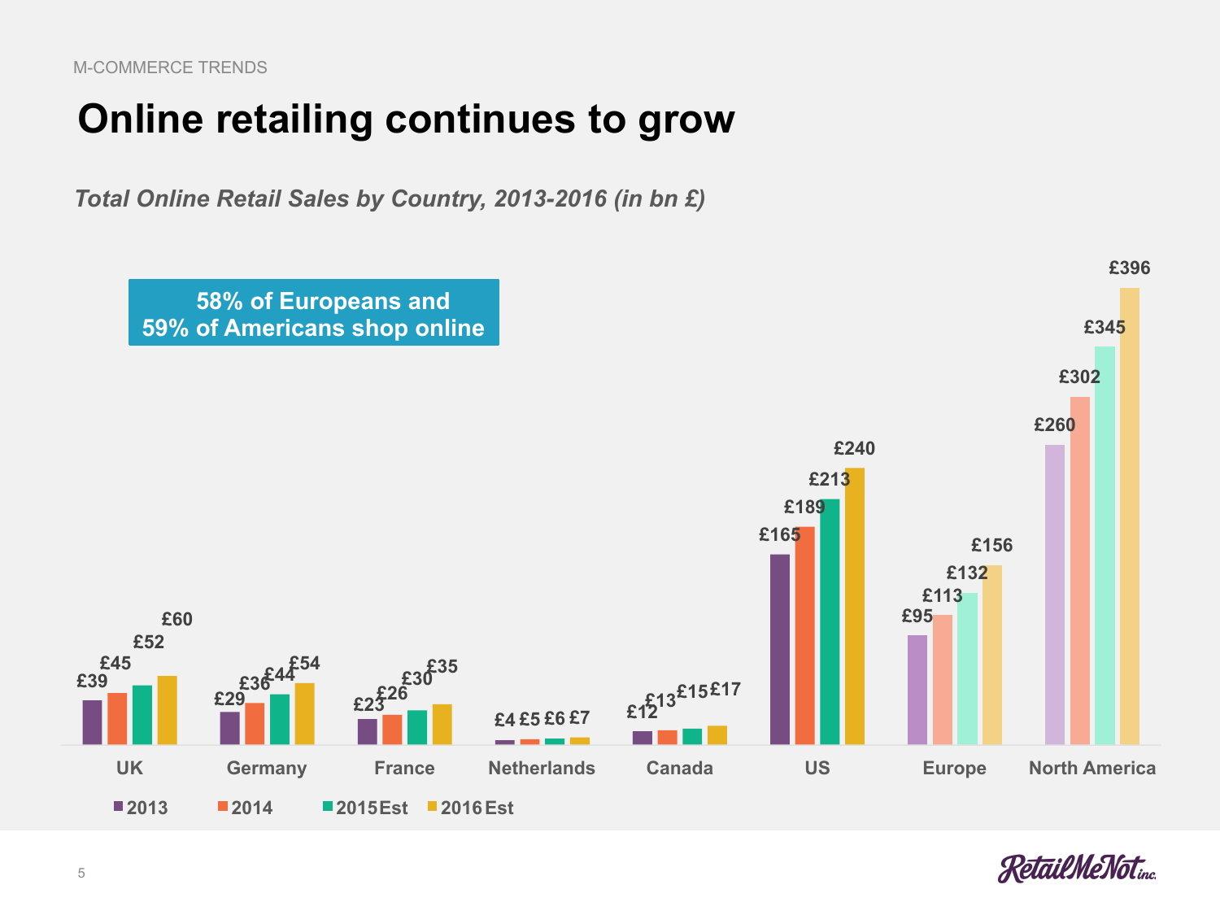M-COMMERCE TRENDS

# Online retailing continues to grow

*Total Online Retail Sales by Country, 2013-2016 (in bn £)*

**58% of Europeans and 59% of Americans shop online**

| | 2013 | 2014 | 2015 Est | 2016 Est |
|---|---|---|---|---|
| UK | £39 | £45 | £52 | £60 |
| Germany | £29 | £36 | £44 | £54 |
| France | £23 | £26 | £30 | £35 |
| Netherlands | £4 | £5 | £6 | £7 |
| Canada | £12 | £13 | £15 | £17 |
| US | £165 | £189 | £213 | £240 |
| Europe | £95 | £113 | £132 | £156 |
| North America | £260 | £302 | £345 | £396 |

RetailMeNot inc.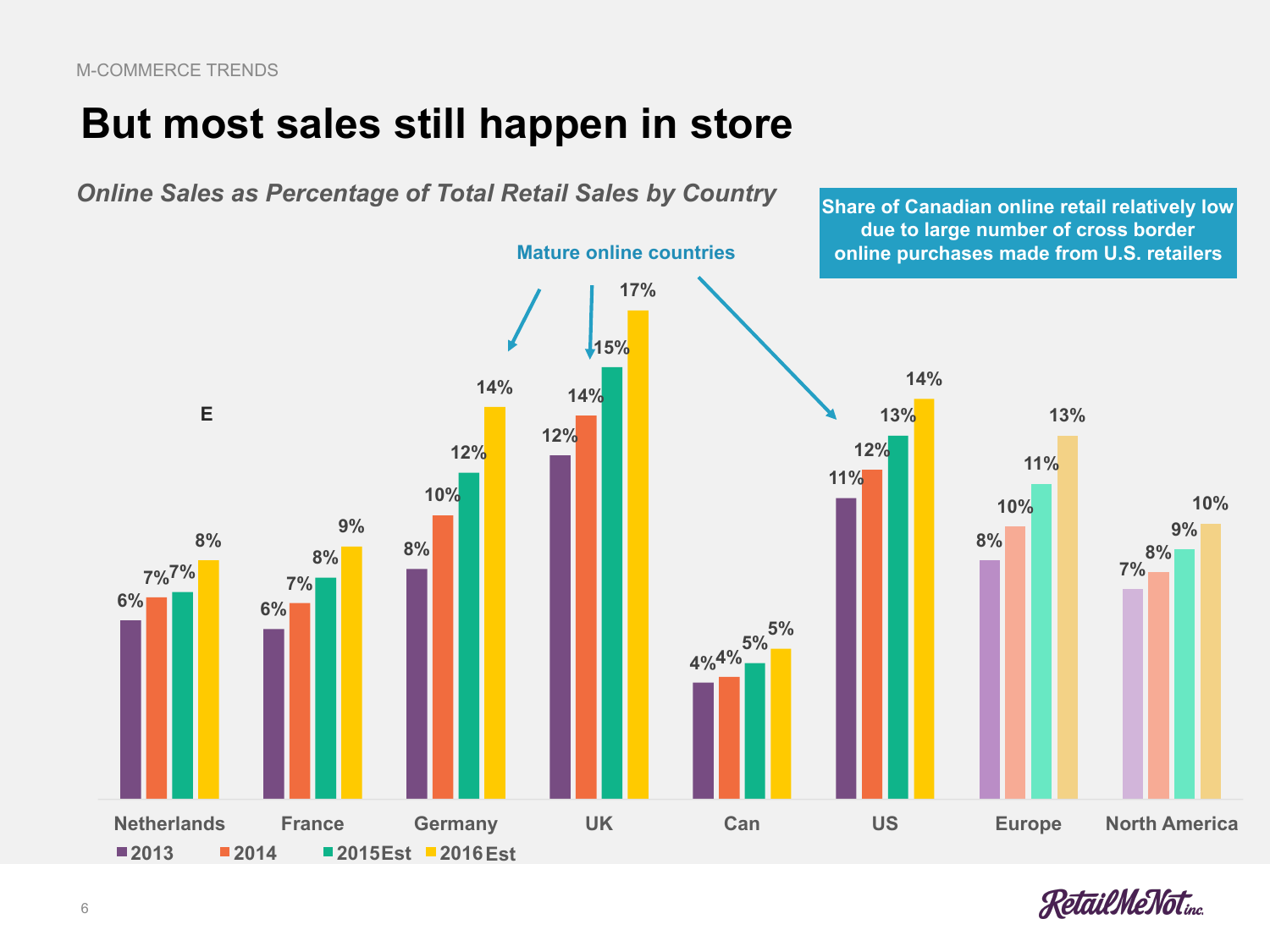M-COMMERCE TRENDS

# But most sales still happen in store

*Online Sales as Percentage of Total Retail Sales by Country*

Share of Canadian online retail relatively low due to large number of cross border online purchases made from U.S. retailers

Mature online countries

E

| | 2013 | 2014 | 2015Est | 2016Est |
|---|---|---|---|---|
| Netherlands | 6% | 7% | 7% | 8% |
| France | 6% | 7% | 8% | 9% |
| Germany | 8% | 10% | 12% | 14% |
| UK | 12% | 14% | 15% | 17% |
| Can | 4% | 4% | 5% | 5% |
| US | 11% | 12% | 13% | 14% |
| Europe | 8% | 10% | 11% | 13% |
| North America | 7% | 8% | 9% | 10% |

RetailMeNot inc.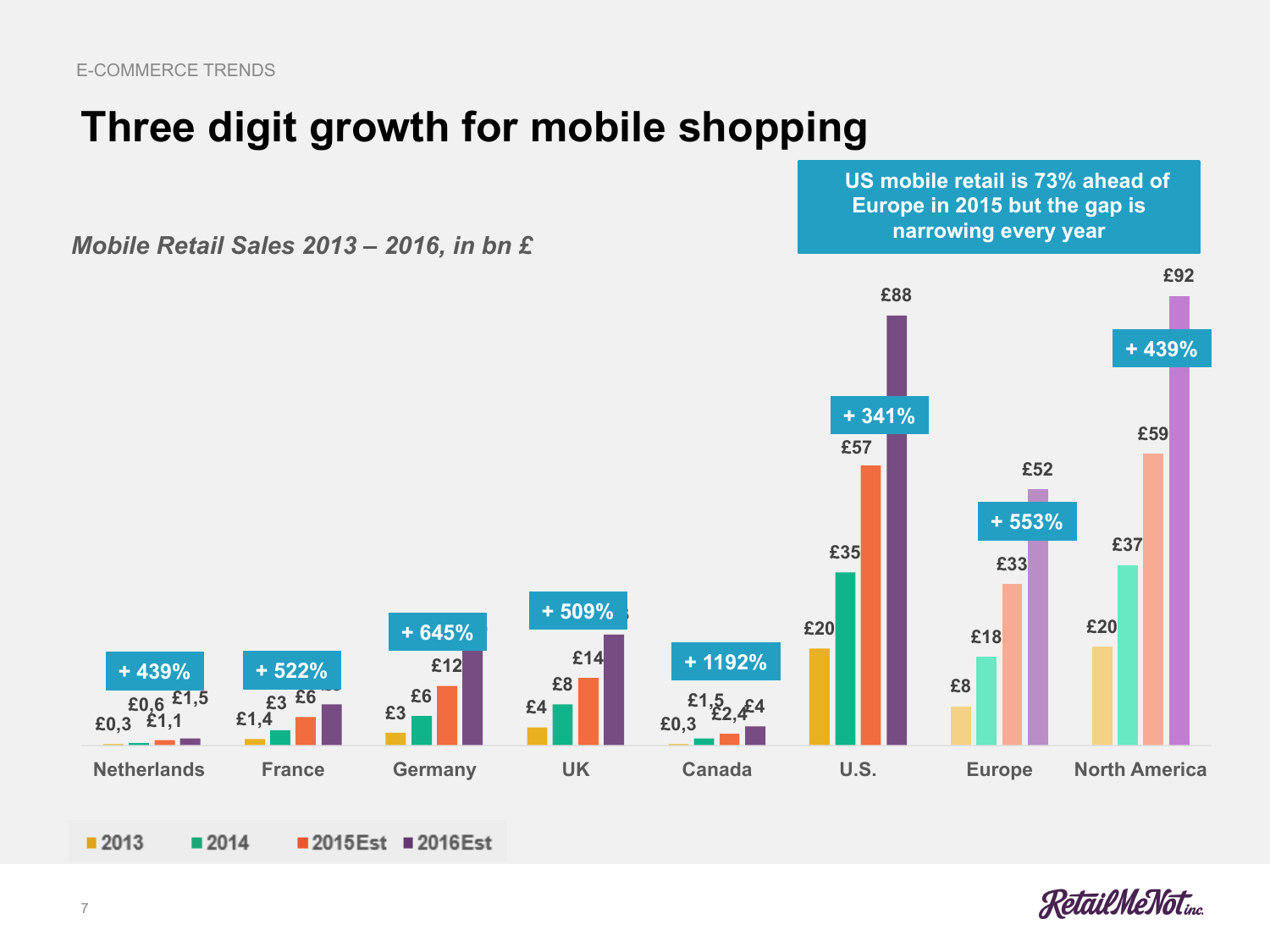E-COMMERCE TRENDS

# Three digit growth for mobile shopping

*Mobile Retail Sales 2013 – 2016, in bn £*

**US mobile retail is 73% ahead of Europe in 2015 but the gap is narrowing every year**

| | 2013 | 2014 | 2015Est | 2016Est | Growth |
|---|---|---|---|---|---|
| Netherlands | £0,3 | £0,6 | £1,1 | £1,5 | + 439% |
| France | £1,4 | £3 | £6 | | + 522% |
| Germany | £3 | £6 | £12 | | + 645% |
| UK | £4 | £8 | £14 | | + 509% |
| Canada | £0,3 | £1,5 | £2,4 | £4 | + 1192% |
| U.S. | £20 | £35 | £57 | £88 | + 341% |
| Europe | £8 | £18 | £33 | £52 | + 553% |
| North America | £20 | £37 | £59 | £92 | + 439% |

RetailMeNot inc.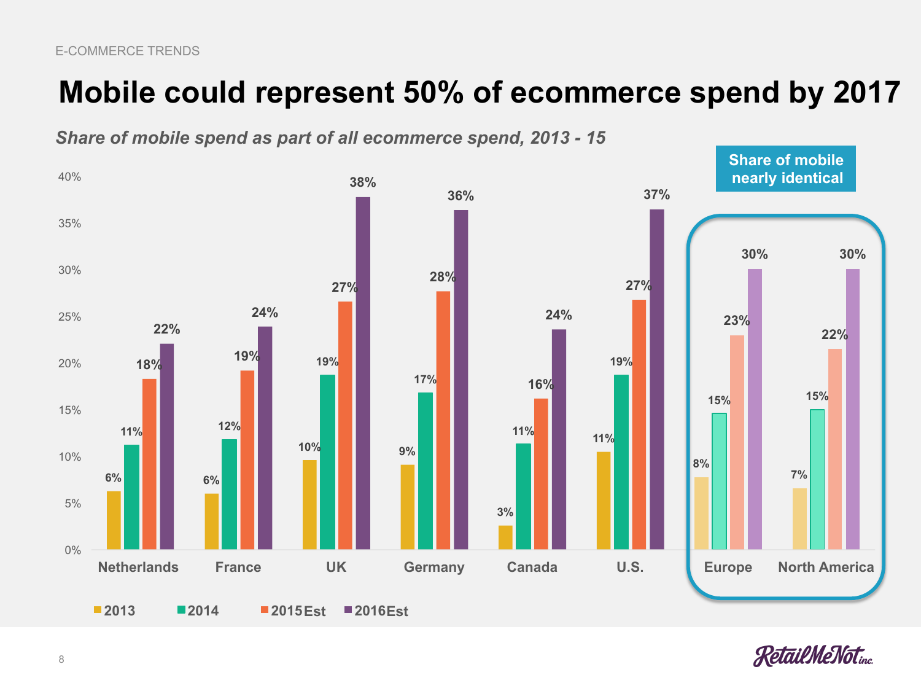E-COMMERCE TRENDS

# Mobile could represent 50% of ecommerce spend by 2017

*Share of mobile spend as part of all ecommerce spend, 2013 - 15*

| | 2013 | 2014 | 2015Est | 2016Est |
|---|---|---|---|---|
| Netherlands | 6% | 11% | 18% | 22% |
| France | 6% | 12% | 19% | 24% |
| UK | 10% | 19% | 27% | 38% |
| Germany | 9% | 17% | 28% | 36% |
| Canada | 3% | 11% | 16% | 24% |
| U.S. | 11% | 19% | 27% | 37% |
| Europe | 8% | 15% | 23% | 30% |
| North America | 7% | 15% | 22% | 30% |

**Share of mobile nearly identical** (Europe and North America)

RetailMeNot inc.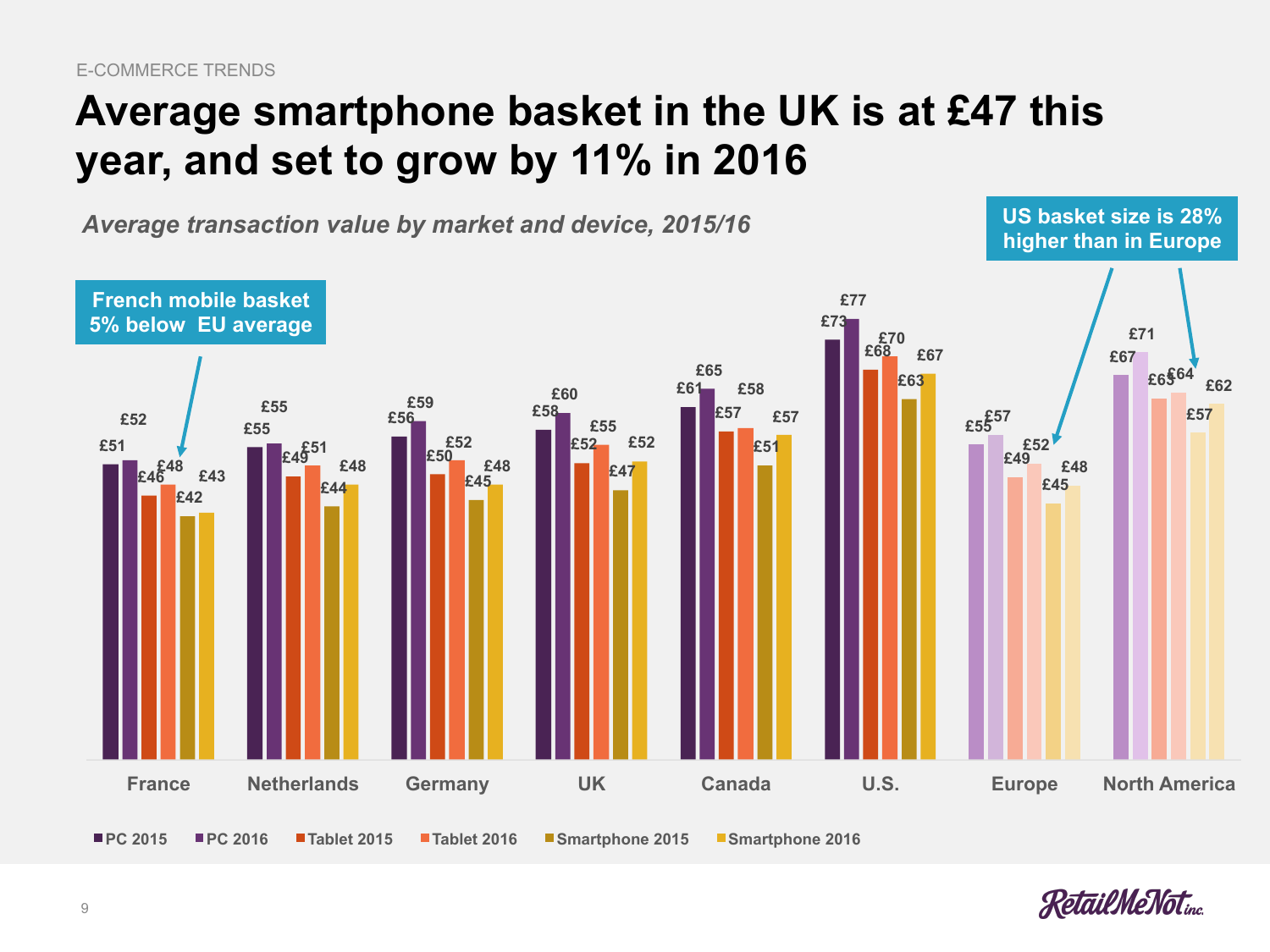E-COMMERCE TRENDS

# Average smartphone basket in the UK is at £47 this year, and set to grow by 11% in 2016

*Average transaction value by market and device, 2015/16*

French mobile basket 5% below EU average

US basket size is 28% higher than in Europe

| Market | PC 2015 | PC 2016 | Tablet 2015 | Tablet 2016 | Smartphone 2015 | Smartphone 2016 |
|---|---|---|---|---|---|---|
| France | £51 | £52 | £46 | £48 | £42 | £43 |
| Netherlands | £55 | £55 | £49 | £51 | £44 | £48 |
| Germany | £56 | £59 | £50 | £52 | £45 | £48 |
| UK | £58 | £60 | £52 | £55 | £47 | £52 |
| Canada | £61 | £65 | £57 | £58 | £51 | £57 |
| U.S. | £73 | £77 | £68 | £70 | £63 | £67 |
| Europe | £55 | £57 | £49 | £52 | £45 | £48 |
| North America | £67 | £71 | £63 | £64 | £57 | £62 |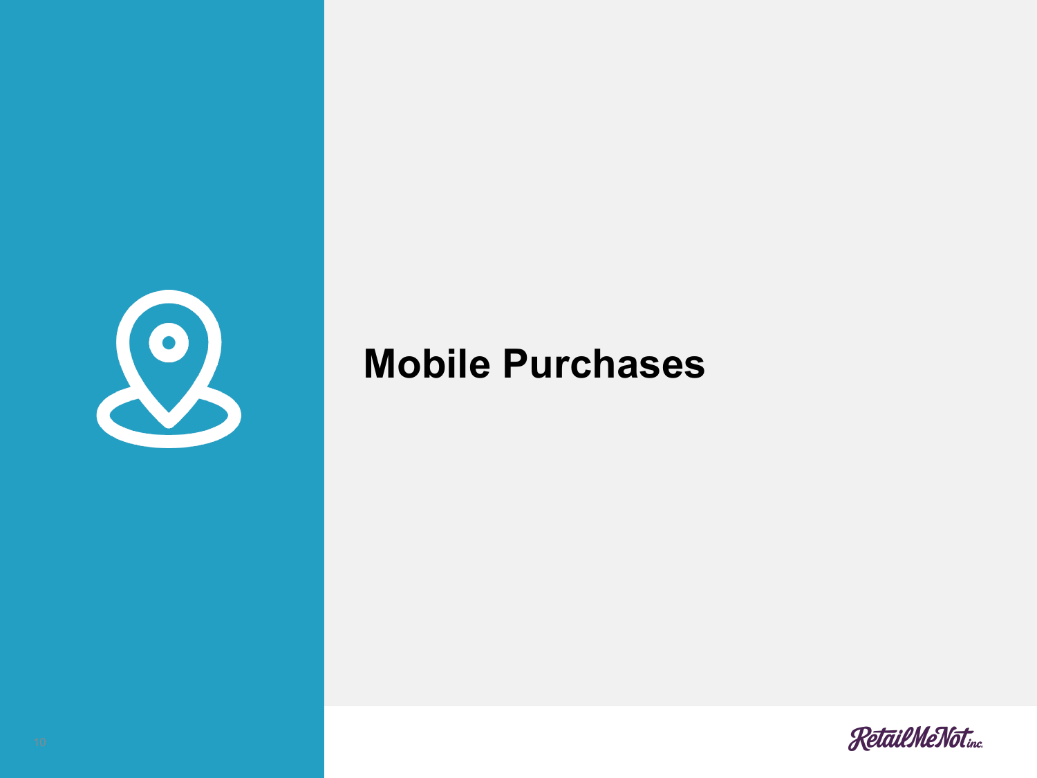# Mobile Purchases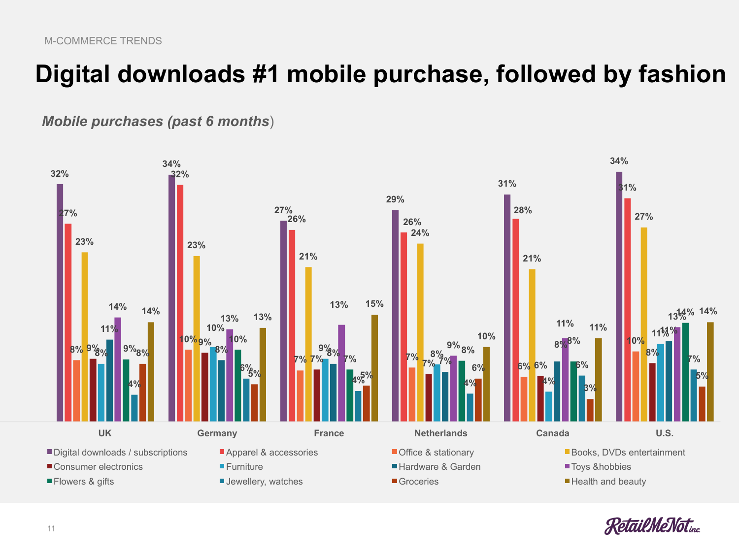M-COMMERCE TRENDS

# Digital downloads #1 mobile purchase, followed by fashion

***Mobile purchases (past 6 months)***

| Category | UK | Germany | France | Netherlands | Canada | U.S. |
|---|---|---|---|---|---|---|
| Digital downloads / subscriptions | 32% | 34% | 27% | 29% | 31% | 34% |
| Apparel & accessories | 27% | 32% | 26% | 26% | 28% | 31% |
| Office & stationary | 8% | 10% | 7% | 7% | 6% | 10% |
| Books, DVDs entertainment | 23% | 23% | 21% | 24% | 21% | 27% |
| Consumer electronics | 9% | 9% | 7% | 7% | 6% | 8% |
| Furniture | 8% | 10% | 9% | 8% | 4% | 11% |
| Hardware & Garden | 11% | 8% | 8% | 7% | 8% | 11% |
| Toys &hobbies | 14% | 13% | 13% | 9% | 11% | 13% |
| Flowers & gifts | 9% | 10% | 7% | 8% | 8% | 14% |
| Jewellery, watches | 4% | 6% | 4% | 4% | 6% | 7% |
| Groceries | 8% | 5% | 5% | 6% | 3% | 5% |
| Health and beauty | 14% | 13% | 15% | 10% | 11% | 14% |

RetailMeNot inc.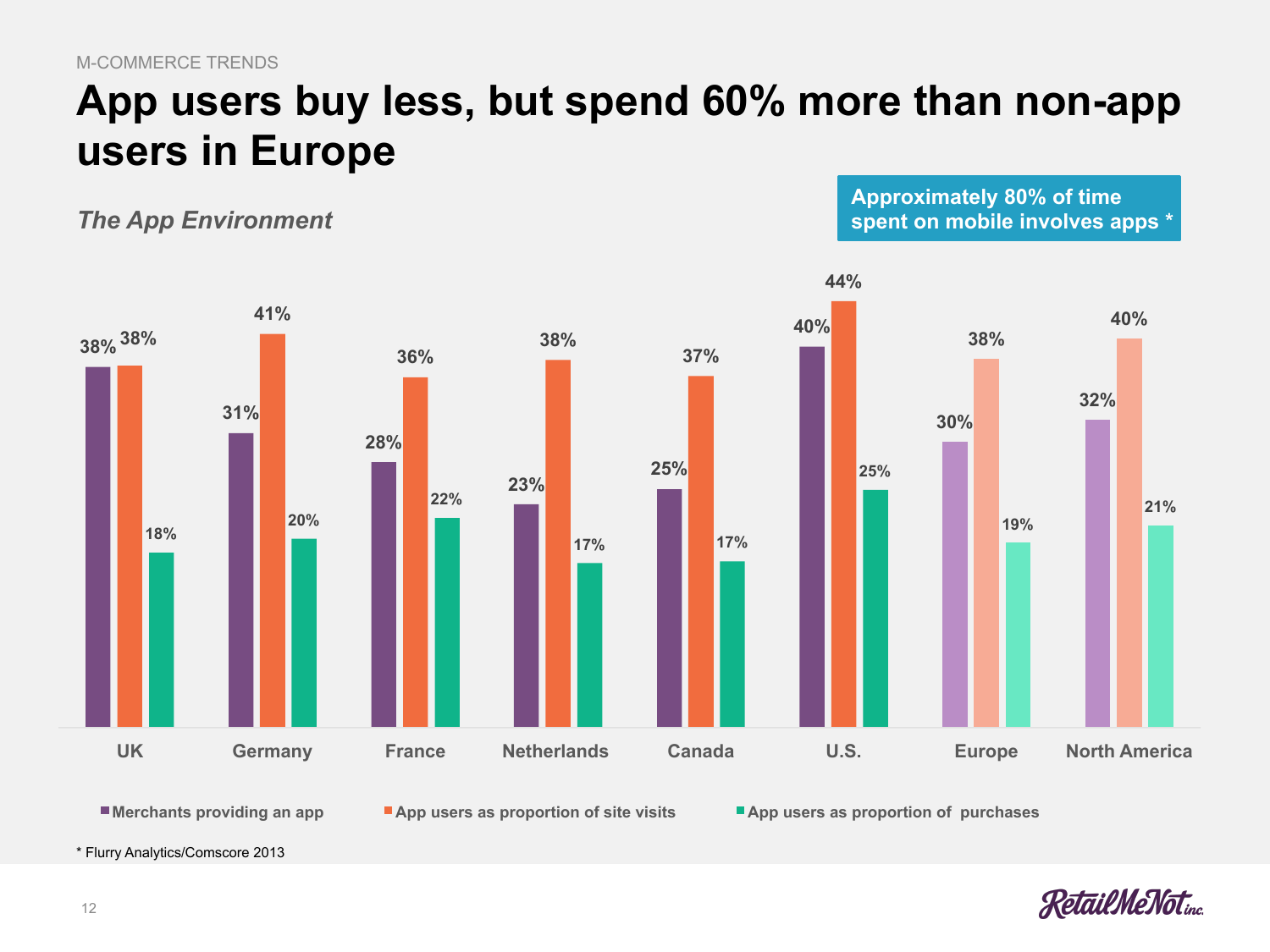M-COMMERCE TRENDS

# App users buy less, but spend 60% more than non-app users in Europe

*The App Environment*

**Approximately 80% of time spent on mobile involves apps \***

| | Merchants providing an app | App users as proportion of site visits | App users as proportion of purchases |
|---|---|---|---|
| UK | 38% | 38% | 18% |
| Germany | 31% | 41% | 20% |
| France | 28% | 36% | 22% |
| Netherlands | 23% | 38% | 17% |
| Canada | 25% | 37% | 17% |
| U.S. | 40% | 44% | 25% |
| Europe | 30% | 38% | 19% |
| North America | 32% | 40% | 21% |

\* Flurry Analytics/Comscore 2013

RetailMeNot inc.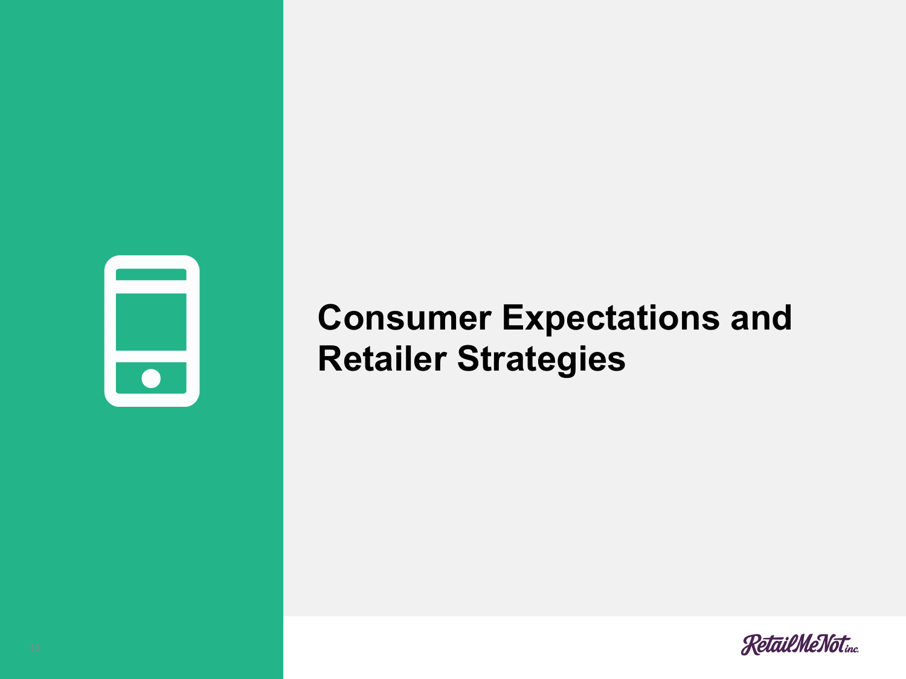# Consumer Expectations and Retailer Strategies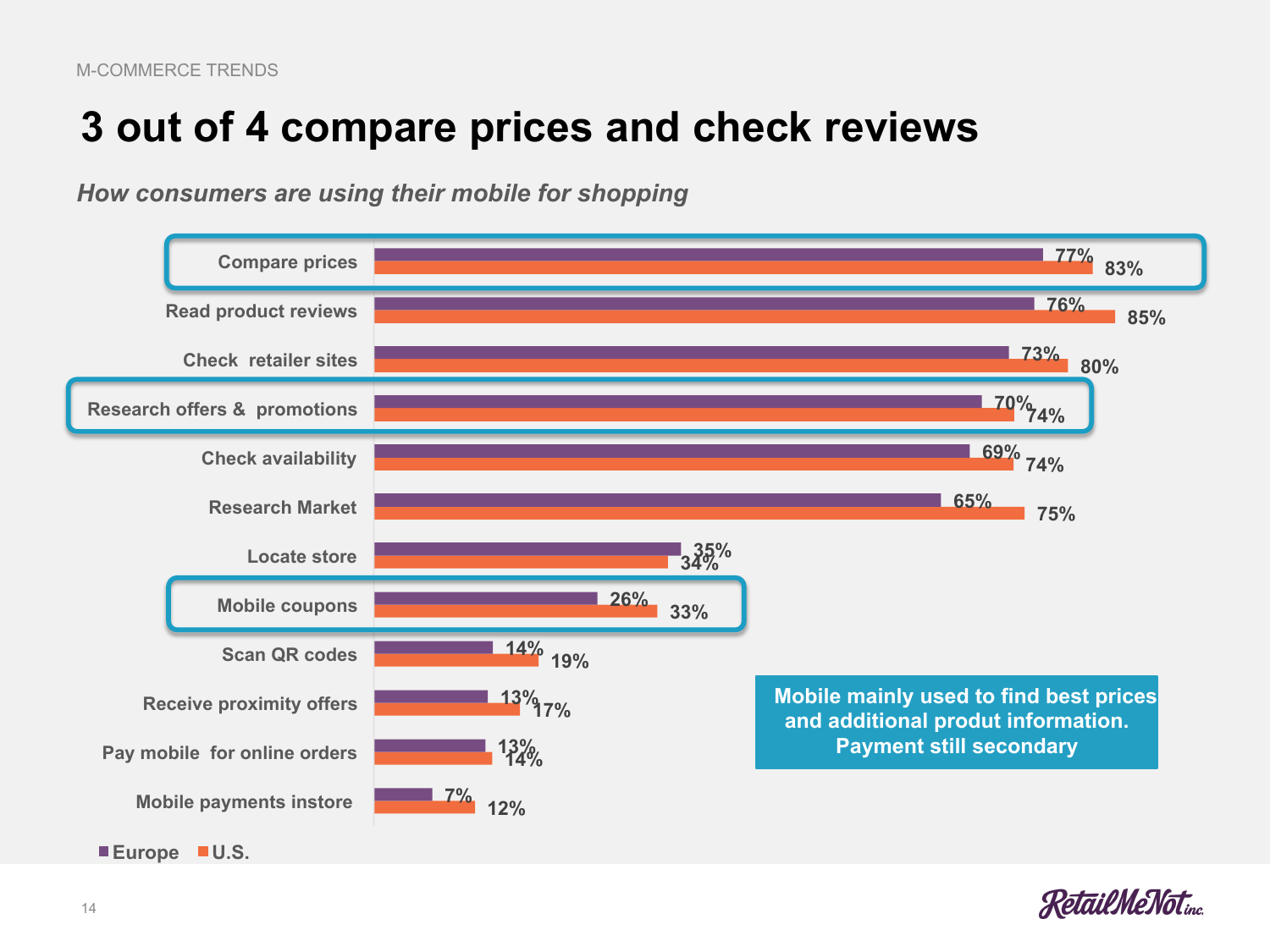M-COMMERCE TRENDS

# 3 out of 4 compare prices and check reviews

*How consumers are using their mobile for shopping*

| | Europe | U.S. |
|---|---|---|
| Compare prices | 77% | 83% |
| Read product reviews | 76% | 85% |
| Check retailer sites | 73% | 80% |
| Research offers & promotions | 70% | 74% |
| Check availability | 69% | 74% |
| Research Market | 65% | 75% |
| Locate store | 35% | 34% |
| Mobile coupons | 26% | 33% |
| Scan QR codes | 14% | 19% |
| Receive proximity offers | 13% | 17% |
| Pay mobile for online orders | 13% | 14% |
| Mobile payments instore | 7% | 12% |

**Mobile mainly used to find best prices and additional produt information. Payment still secondary**

RetailMeNot inc.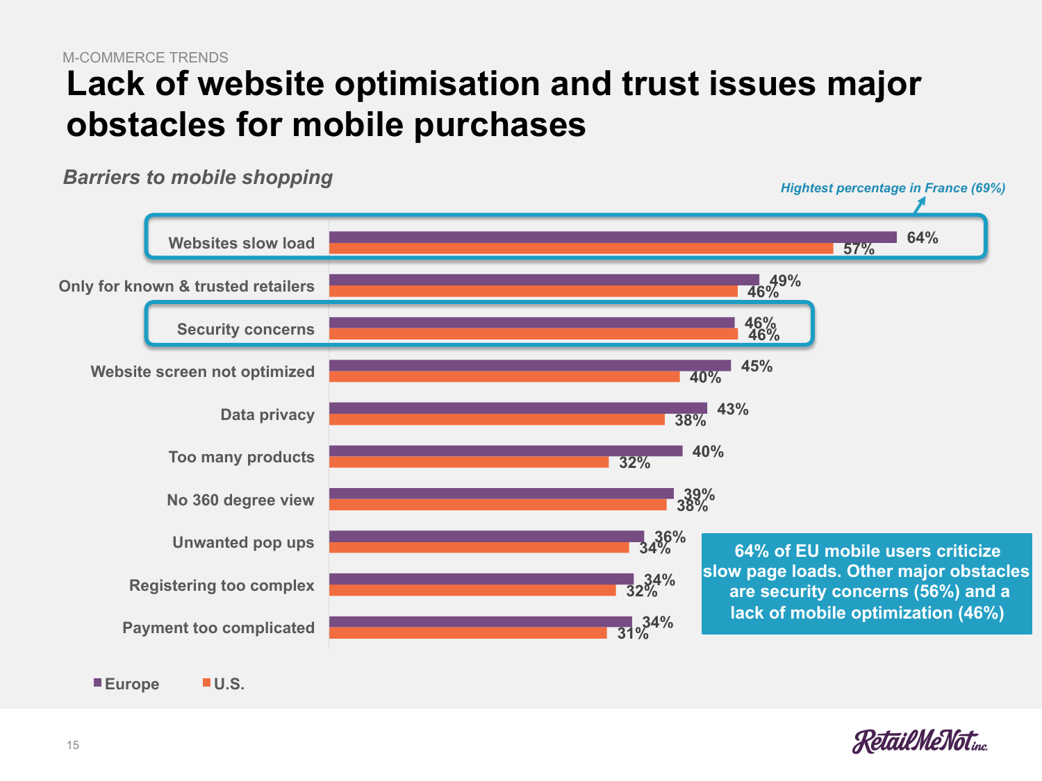M-COMMERCE TRENDS

# Lack of website optimisation and trust issues major obstacles for mobile purchases

*Barriers to mobile shopping*

*Hightest percentage in France (69%)*

| Barrier | Europe | U.S. |
|---|---|---|
| Websites slow load | 64% | 57% |
| Only for known & trusted retailers | 49% | 46% |
| Security concerns | 46% | 46% |
| Website screen not optimized | 45% | 40% |
| Data privacy | 43% | 38% |
| Too many products | 40% | 32% |
| No 360 degree view | 39% | 38% |
| Unwanted pop ups | 36% | 34% |
| Registering too complex | 34% | 32% |
| Payment too complicated | 34% | 31% |

**64% of EU mobile users criticize slow page loads. Other major obstacles are security concerns (56%) and a lack of mobile optimization (46%)**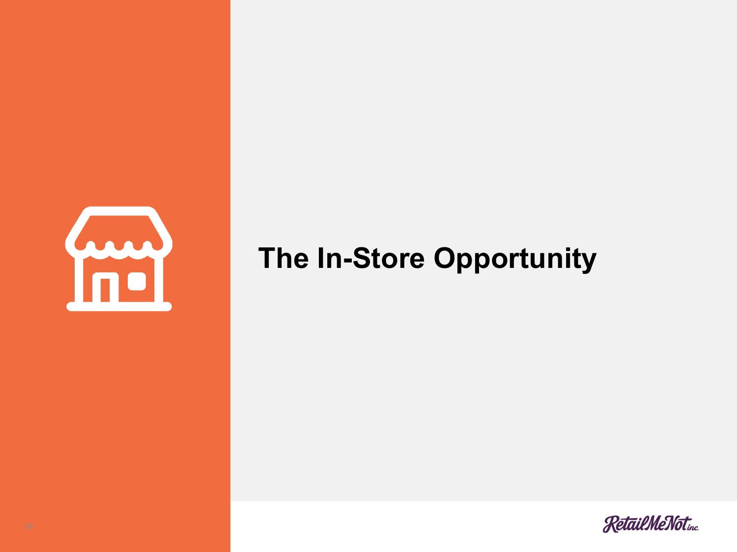# The In-Store Opportunity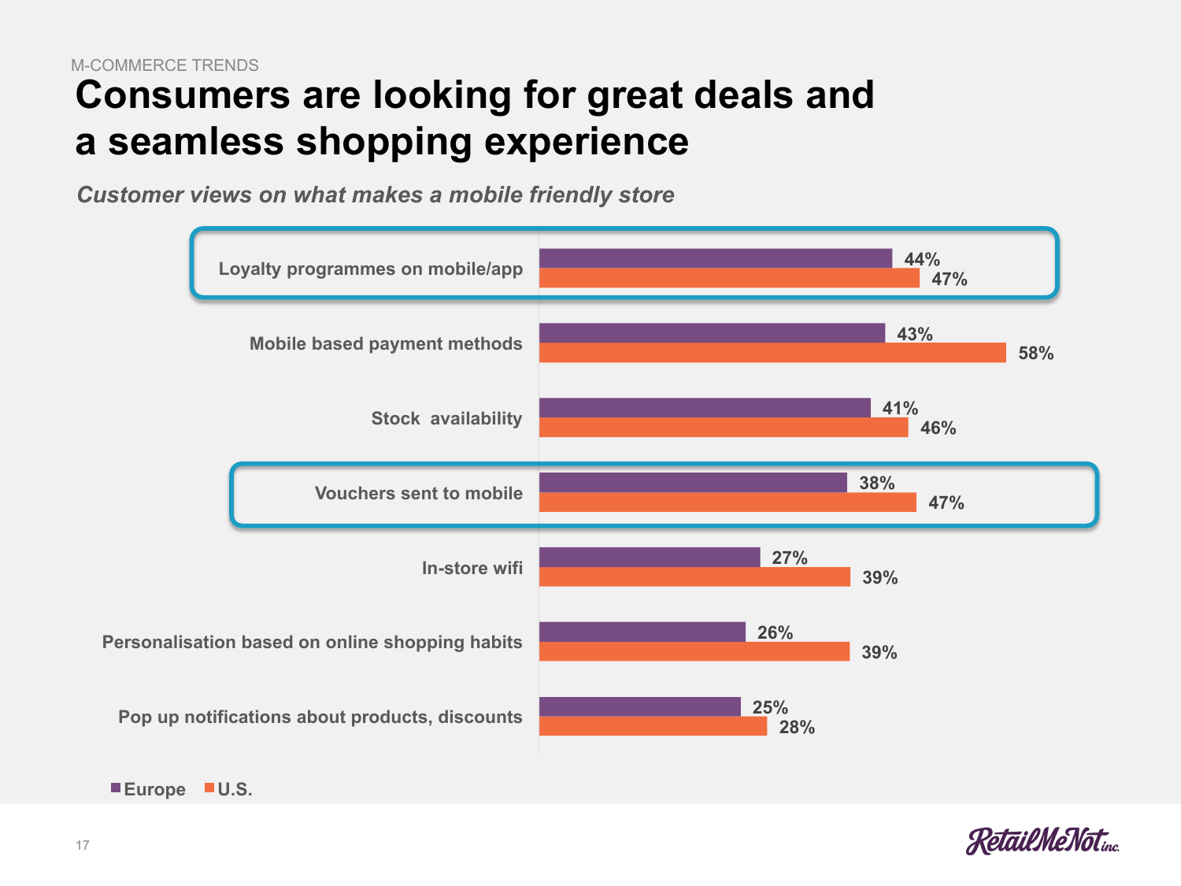M-COMMERCE TRENDS

# Consumers are looking for great deals and a seamless shopping experience

*Customer views on what makes a mobile friendly store*

| | Europe | U.S. |
|---|---|---|
| Loyalty programmes on mobile/app | 44% | 47% |
| Mobile based payment methods | 43% | 58% |
| Stock availability | 41% | 46% |
| Vouchers sent to mobile | 38% | 47% |
| In-store wifi | 27% | 39% |
| Personalisation based on online shopping habits | 26% | 39% |
| Pop up notifications about products, discounts | 25% | 28% |

RetailMeNot inc.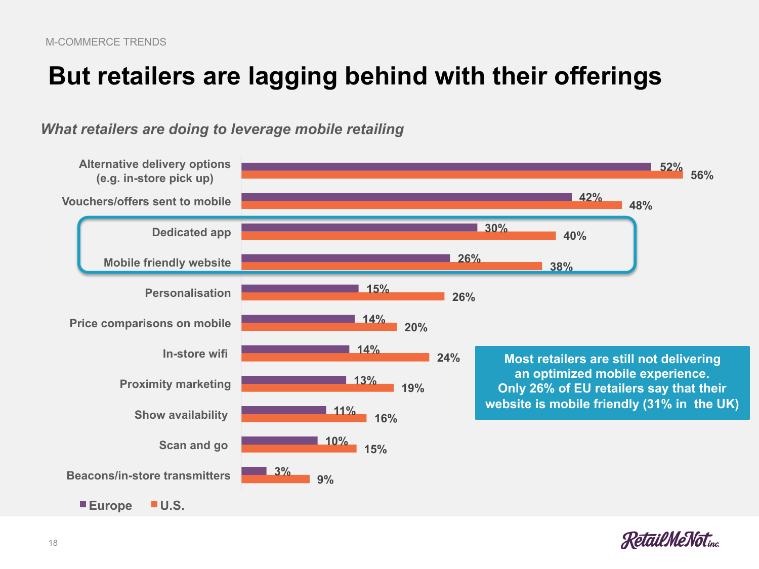M-COMMERCE TRENDS

# But retailers are lagging behind with their offerings

*What retailers are doing to leverage mobile retailing*

| | Europe | U.S. |
|---|---|---|
| Alternative delivery options (e.g. in-store pick up) | 52% | 56% |
| Vouchers/offers sent to mobile | 42% | 48% |
| Dedicated app | 30% | 40% |
| Mobile friendly website | 26% | 38% |
| Personalisation | 15% | 26% |
| Price comparisons on mobile | 14% | 20% |
| In-store wifi | 14% | 24% |
| Proximity marketing | 13% | 19% |
| Show availability | 11% | 16% |
| Scan and go | 10% | 15% |
| Beacons/in-store transmitters | 3% | 9% |

**Most retailers are still not delivering an optimized mobile experience. Only 26% of EU retailers say that their website is mobile friendly (31% in the UK)**

RetailMeNot inc.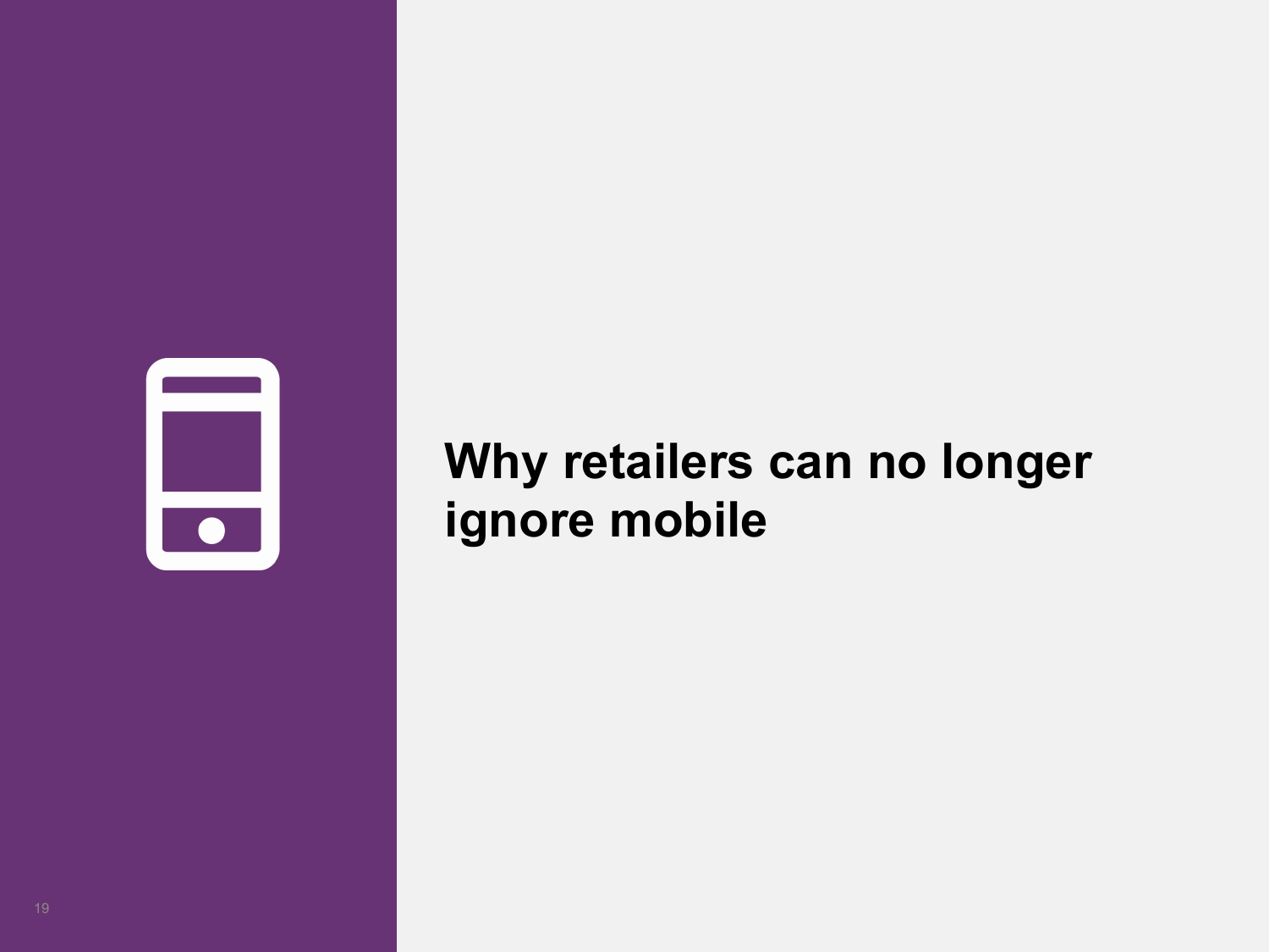# Why retailers can no longer ignore mobile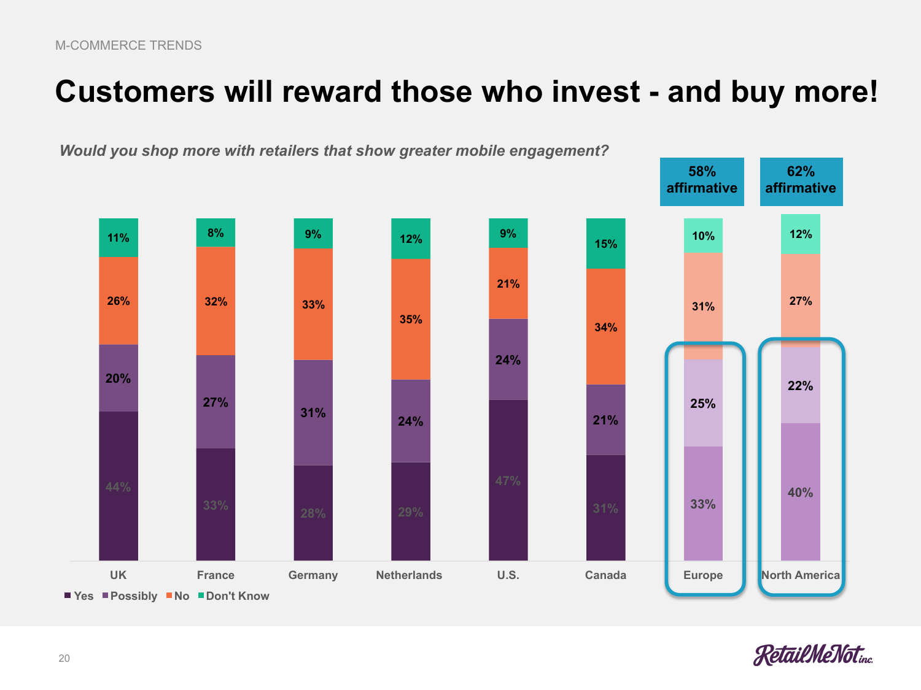M-COMMERCE TRENDS

# Customers will reward those who invest - and buy more!

*Would you shop more with retailers that show greater mobile engagement?*

| | UK | France | Germany | Netherlands | U.S. | Canada | Europe | North America |
|---|---|---|---|---|---|---|---|---|
| Don't Know | 11% | 8% | 9% | 12% | 9% | 15% | 10% | 12% |
| No | 26% | 32% | 33% | 35% | 21% | 34% | 31% | 27% |
| Possibly | 20% | 27% | 31% | 24% | 24% | 21% | 25% | 22% |
| Yes | 44% | 33% | 28% | 29% | 47% | 31% | 33% | 40% |

Europe: 58% affirmative

North America: 62% affirmative

■ Yes ■ Possibly ■ No ■ Don't Know

RetailMeNot inc.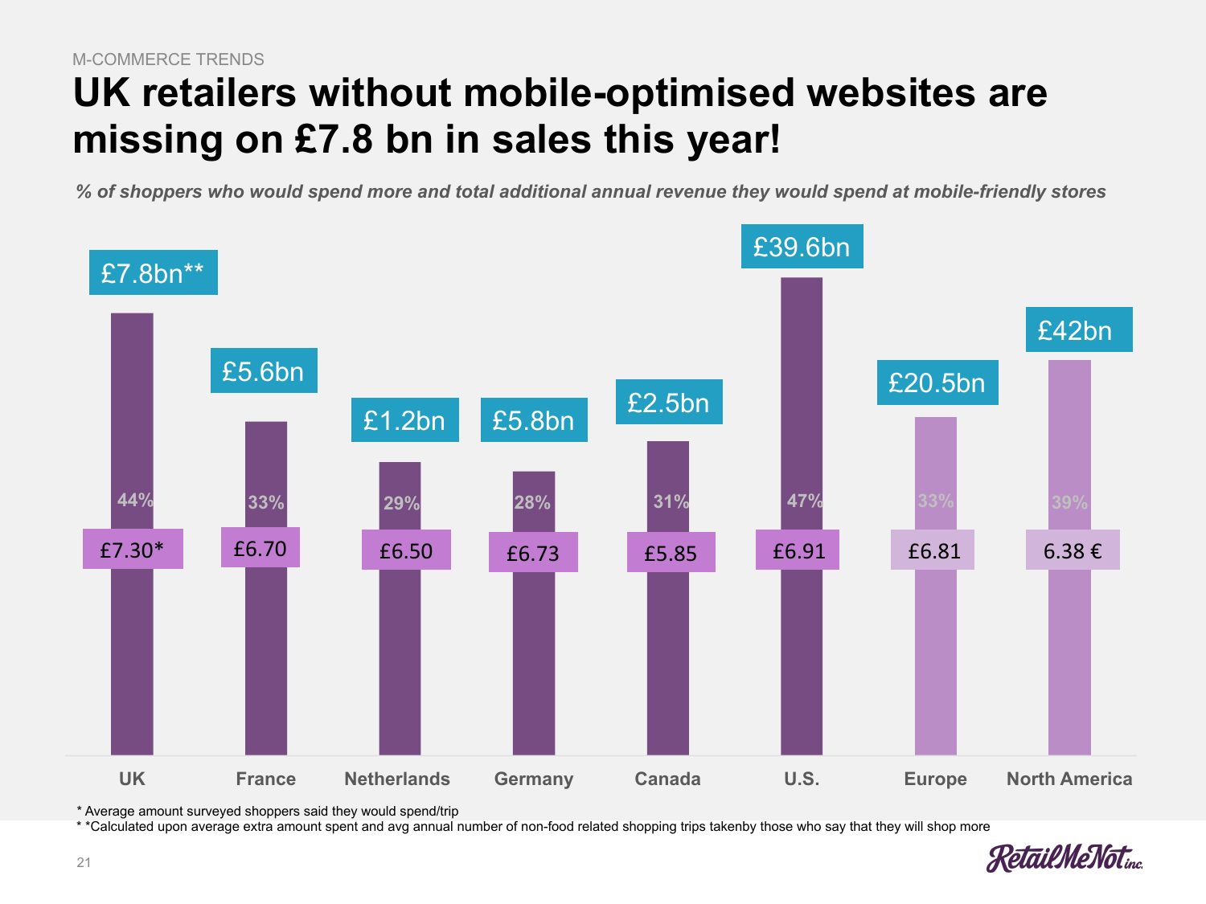M-COMMERCE TRENDS

# UK retailers without mobile-optimised websites are missing on £7.8 bn in sales this year!

*% of shoppers who would spend more and total additional annual revenue they would spend at mobile-friendly stores*

| | UK | France | Netherlands | Germany | Canada | U.S. | Europe | North America |
|---|---|---|---|---|---|---|---|---|
| Total additional annual revenue | £7.8bn** | £5.6bn | £1.2bn | £5.8bn | £2.5bn | £39.6bn | £20.5bn | £42bn |
| % of shoppers who would spend more | 44% | 33% | 29% | 28% | 31% | 47% | 33% | 39% |
| Average extra spend | £7.30* | £6.70 | £6.50 | £6.73 | £5.85 | £6.91 | £6.81 | 6.38 € |

* Average amount surveyed shoppers said they would spend/trip

* *Calculated upon average extra amount spent and avg annual number of non-food related shopping trips takenby those who say that they will shop more

RetailMeNot inc.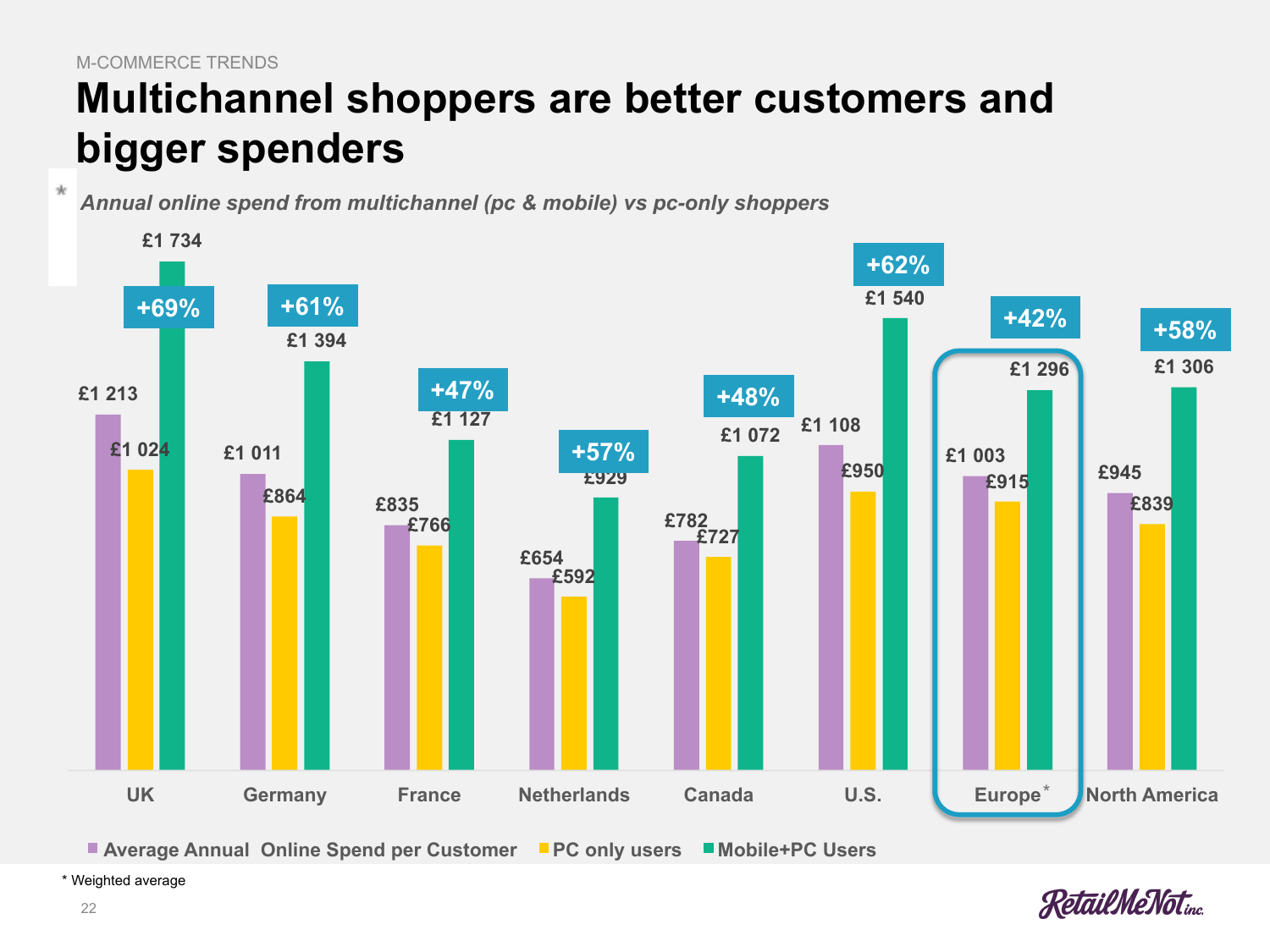M-COMMERCE TRENDS

# Multichannel shoppers are better customers and bigger spenders

*Annual online spend from multichannel (pc & mobile) vs pc-only shoppers*

| | Average Annual Online Spend per Customer | PC only users | Mobile+PC Users | Uplift |
|---|---|---|---|---|
| UK | £1 213 | £1 024 | £1 734 | +69% |
| Germany | £1 011 | £864 | £1 394 | +61% |
| France | £835 | £766 | £1 127 | +47% |
| Netherlands | £654 | £592 | £929 | +57% |
| Canada | £782 | £727 | £1 072 | +48% |
| U.S. | £1 108 | £950 | £1 540 | +62% |
| Europe* | £1 003 | £915 | £1 296 | +42% |
| North America | £945 | £839 | £1 306 | +58% |

\* Weighted average

RetailMeNot inc.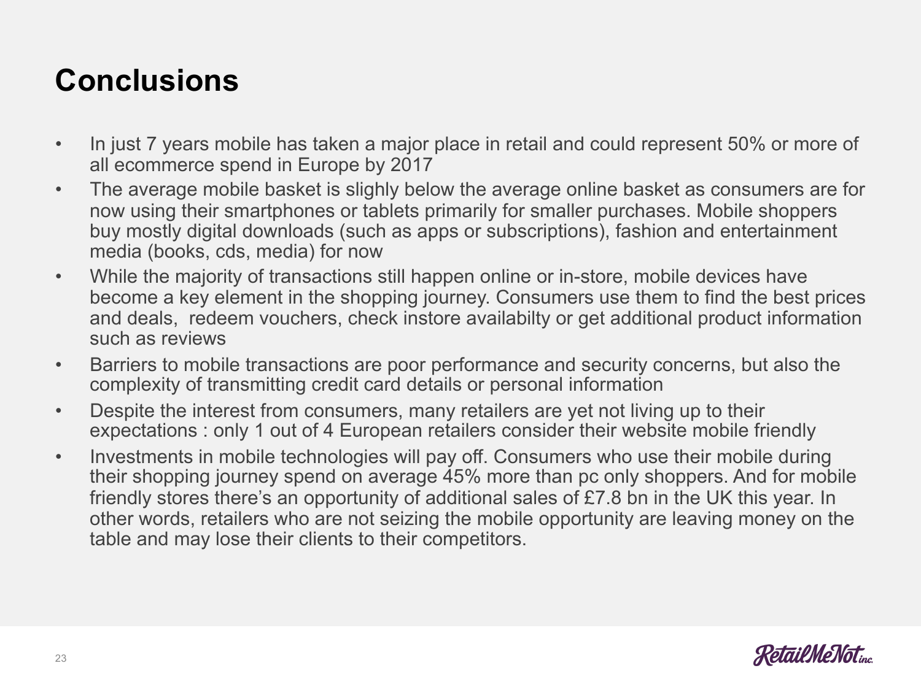# Conclusions

- In just 7 years mobile has taken a major place in retail and could represent 50% or more of all ecommerce spend in Europe by 2017
- The average mobile basket is slighly below the average online basket as consumers are for now using their smartphones or tablets primarily for smaller purchases. Mobile shoppers buy mostly digital downloads (such as apps or subscriptions), fashion and entertainment media (books, cds, media) for now
- While the majority of transactions still happen online or in-store, mobile devices have become a key element in the shopping journey. Consumers use them to find the best prices and deals, redeem vouchers, check instore availabilty or get additional product information such as reviews
- Barriers to mobile transactions are poor performance and security concerns, but also the complexity of transmitting credit card details or personal information
- Despite the interest from consumers, many retailers are yet not living up to their expectations : only 1 out of 4 European retailers consider their website mobile friendly
- Investments in mobile technologies will pay off. Consumers who use their mobile during their shopping journey spend on average 45% more than pc only shoppers. And for mobile friendly stores there's an opportunity of additional sales of £7.8 bn in the UK this year. In other words, retailers who are not seizing the mobile opportunity are leaving money on the table and may lose their clients to their competitors.